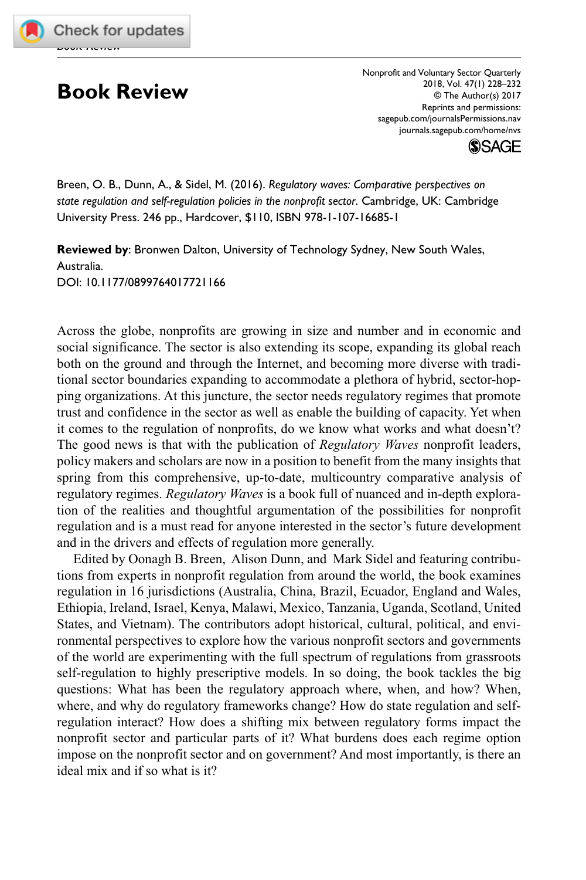# Book Review

Breen, O. B., Dunn, A., & Sidel, M. (2016). *Regulatory waves: Comparative perspectives on state regulation and self-regulation policies in the nonprofit sector*. Cambridge, UK: Cambridge University Press. 246 pp., Hardcover, $110, ISBN 978-1-107-16685-1

**Reviewed by**: Bronwen Dalton, University of Technology Sydney, New South Wales, Australia.
DOI: 10.1177/0899764017721166

Across the globe, nonprofits are growing in size and number and in economic and social significance. The sector is also extending its scope, expanding its global reach both on the ground and through the Internet, and becoming more diverse with traditional sector boundaries expanding to accommodate a plethora of hybrid, sector-hopping organizations. At this juncture, the sector needs regulatory regimes that promote trust and confidence in the sector as well as enable the building of capacity. Yet when it comes to the regulation of nonprofits, do we know what works and what doesn't? The good news is that with the publication of *Regulatory Waves* nonprofit leaders, policy makers and scholars are now in a position to benefit from the many insights that spring from this comprehensive, up-to-date, multicountry comparative analysis of regulatory regimes. *Regulatory Waves* is a book full of nuanced and in-depth exploration of the realities and thoughtful argumentation of the possibilities for nonprofit regulation and is a must read for anyone interested in the sector's future development and in the drivers and effects of regulation more generally.

Edited by Oonagh B. Breen, Alison Dunn, and Mark Sidel and featuring contributions from experts in nonprofit regulation from around the world, the book examines regulation in 16 jurisdictions (Australia, China, Brazil, Ecuador, England and Wales, Ethiopia, Ireland, Israel, Kenya, Malawi, Mexico, Tanzania, Uganda, Scotland, United States, and Vietnam). The contributors adopt historical, cultural, political, and environmental perspectives to explore how the various nonprofit sectors and governments of the world are experimenting with the full spectrum of regulations from grassroots self-regulation to highly prescriptive models. In so doing, the book tackles the big questions: What has been the regulatory approach where, when, and how? When, where, and why do regulatory frameworks change? How do state regulation and self-regulation interact? How does a shifting mix between regulatory forms impact the nonprofit sector and particular parts of it? What burdens does each regime option impose on the nonprofit sector and on government? And most importantly, is there an ideal mix and if so what is it?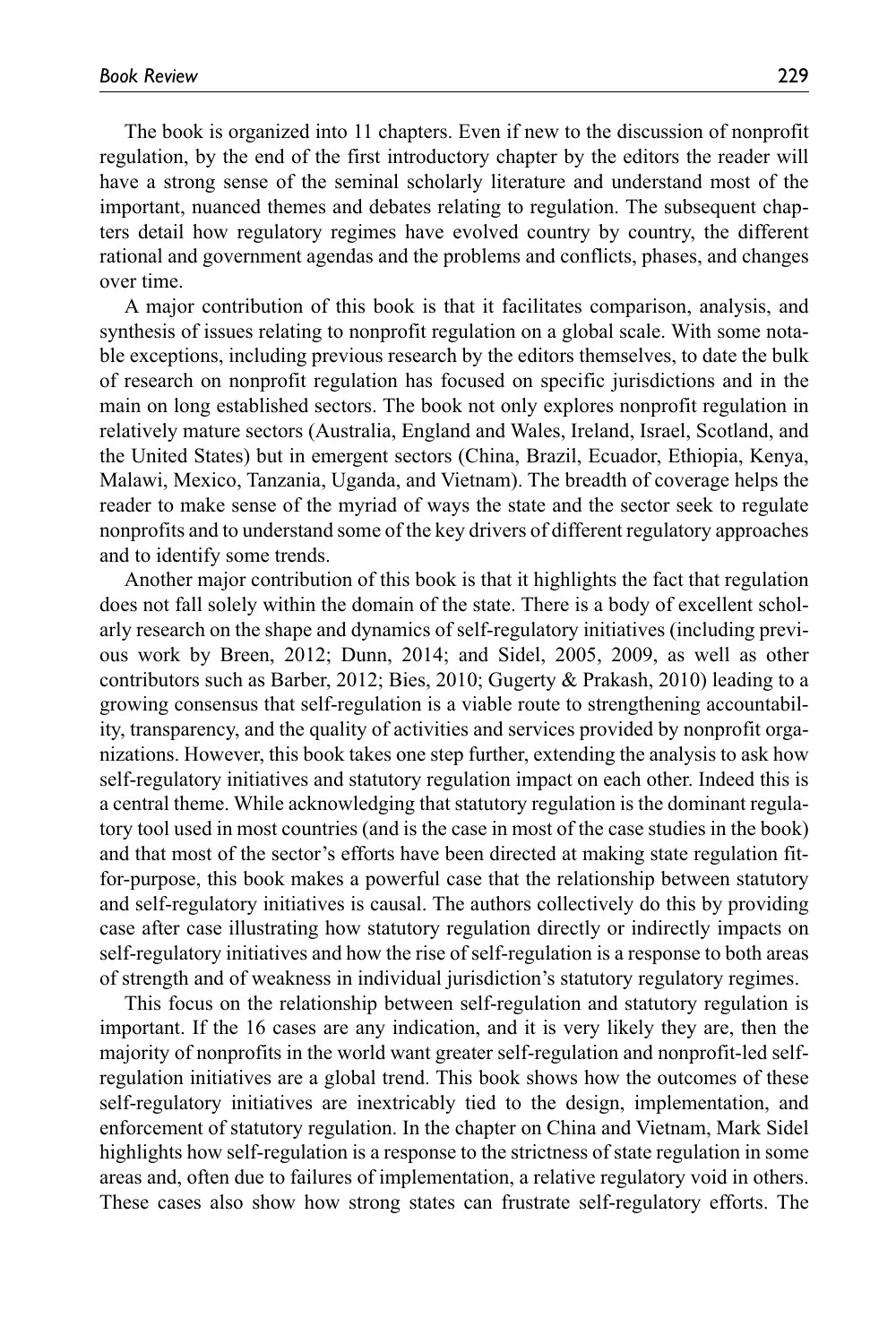The book is organized into 11 chapters. Even if new to the discussion of nonprofit regulation, by the end of the first introductory chapter by the editors the reader will have a strong sense of the seminal scholarly literature and understand most of the important, nuanced themes and debates relating to regulation. The subsequent chapters detail how regulatory regimes have evolved country by country, the different rational and government agendas and the problems and conflicts, phases, and changes over time.

A major contribution of this book is that it facilitates comparison, analysis, and synthesis of issues relating to nonprofit regulation on a global scale. With some notable exceptions, including previous research by the editors themselves, to date the bulk of research on nonprofit regulation has focused on specific jurisdictions and in the main on long established sectors. The book not only explores nonprofit regulation in relatively mature sectors (Australia, England and Wales, Ireland, Israel, Scotland, and the United States) but in emergent sectors (China, Brazil, Ecuador, Ethiopia, Kenya, Malawi, Mexico, Tanzania, Uganda, and Vietnam). The breadth of coverage helps the reader to make sense of the myriad of ways the state and the sector seek to regulate nonprofits and to understand some of the key drivers of different regulatory approaches and to identify some trends.

Another major contribution of this book is that it highlights the fact that regulation does not fall solely within the domain of the state. There is a body of excellent scholarly research on the shape and dynamics of self-regulatory initiatives (including previous work by Breen, 2012; Dunn, 2014; and Sidel, 2005, 2009, as well as other contributors such as Barber, 2012; Bies, 2010; Gugerty & Prakash, 2010) leading to a growing consensus that self-regulation is a viable route to strengthening accountability, transparency, and the quality of activities and services provided by nonprofit organizations. However, this book takes one step further, extending the analysis to ask how self-regulatory initiatives and statutory regulation impact on each other. Indeed this is a central theme. While acknowledging that statutory regulation is the dominant regulatory tool used in most countries (and is the case in most of the case studies in the book) and that most of the sector's efforts have been directed at making state regulation fit-for-purpose, this book makes a powerful case that the relationship between statutory and self-regulatory initiatives is causal. The authors collectively do this by providing case after case illustrating how statutory regulation directly or indirectly impacts on self-regulatory initiatives and how the rise of self-regulation is a response to both areas of strength and of weakness in individual jurisdiction's statutory regulatory regimes.

This focus on the relationship between self-regulation and statutory regulation is important. If the 16 cases are any indication, and it is very likely they are, then the majority of nonprofits in the world want greater self-regulation and nonprofit-led self-regulation initiatives are a global trend. This book shows how the outcomes of these self-regulatory initiatives are inextricably tied to the design, implementation, and enforcement of statutory regulation. In the chapter on China and Vietnam, Mark Sidel highlights how self-regulation is a response to the strictness of state regulation in some areas and, often due to failures of implementation, a relative regulatory void in others. These cases also show how strong states can frustrate self-regulatory efforts. The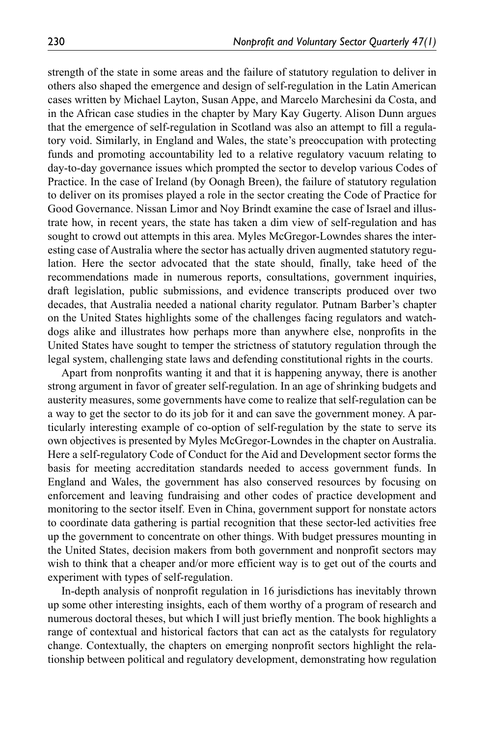strength of the state in some areas and the failure of statutory regulation to deliver in others also shaped the emergence and design of self-regulation in the Latin American cases written by Michael Layton, Susan Appe, and Marcelo Marchesini da Costa, and in the African case studies in the chapter by Mary Kay Gugerty. Alison Dunn argues that the emergence of self-regulation in Scotland was also an attempt to fill a regulatory void. Similarly, in England and Wales, the state's preoccupation with protecting funds and promoting accountability led to a relative regulatory vacuum relating to day-to-day governance issues which prompted the sector to develop various Codes of Practice. In the case of Ireland (by Oonagh Breen), the failure of statutory regulation to deliver on its promises played a role in the sector creating the Code of Practice for Good Governance. Nissan Limor and Noy Brindt examine the case of Israel and illustrate how, in recent years, the state has taken a dim view of self-regulation and has sought to crowd out attempts in this area. Myles McGregor-Lowndes shares the interesting case of Australia where the sector has actually driven augmented statutory regulation. Here the sector advocated that the state should, finally, take heed of the recommendations made in numerous reports, consultations, government inquiries, draft legislation, public submissions, and evidence transcripts produced over two decades, that Australia needed a national charity regulator. Putnam Barber's chapter on the United States highlights some of the challenges facing regulators and watchdogs alike and illustrates how perhaps more than anywhere else, nonprofits in the United States have sought to temper the strictness of statutory regulation through the legal system, challenging state laws and defending constitutional rights in the courts.

Apart from nonprofits wanting it and that it is happening anyway, there is another strong argument in favor of greater self-regulation. In an age of shrinking budgets and austerity measures, some governments have come to realize that self-regulation can be a way to get the sector to do its job for it and can save the government money. A particularly interesting example of co-option of self-regulation by the state to serve its own objectives is presented by Myles McGregor-Lowndes in the chapter on Australia. Here a self-regulatory Code of Conduct for the Aid and Development sector forms the basis for meeting accreditation standards needed to access government funds. In England and Wales, the government has also conserved resources by focusing on enforcement and leaving fundraising and other codes of practice development and monitoring to the sector itself. Even in China, government support for nonstate actors to coordinate data gathering is partial recognition that these sector-led activities free up the government to concentrate on other things. With budget pressures mounting in the United States, decision makers from both government and nonprofit sectors may wish to think that a cheaper and/or more efficient way is to get out of the courts and experiment with types of self-regulation.

In-depth analysis of nonprofit regulation in 16 jurisdictions has inevitably thrown up some other interesting insights, each of them worthy of a program of research and numerous doctoral theses, but which I will just briefly mention. The book highlights a range of contextual and historical factors that can act as the catalysts for regulatory change. Contextually, the chapters on emerging nonprofit sectors highlight the relationship between political and regulatory development, demonstrating how regulation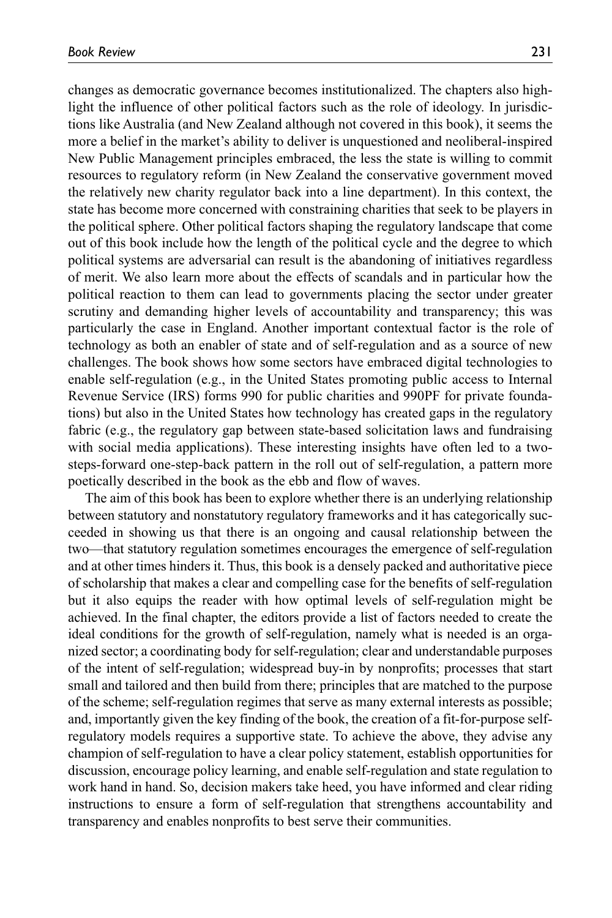changes as democratic governance becomes institutionalized. The chapters also highlight the influence of other political factors such as the role of ideology. In jurisdictions like Australia (and New Zealand although not covered in this book), it seems the more a belief in the market's ability to deliver is unquestioned and neoliberal-inspired New Public Management principles embraced, the less the state is willing to commit resources to regulatory reform (in New Zealand the conservative government moved the relatively new charity regulator back into a line department). In this context, the state has become more concerned with constraining charities that seek to be players in the political sphere. Other political factors shaping the regulatory landscape that come out of this book include how the length of the political cycle and the degree to which political systems are adversarial can result is the abandoning of initiatives regardless of merit. We also learn more about the effects of scandals and in particular how the political reaction to them can lead to governments placing the sector under greater scrutiny and demanding higher levels of accountability and transparency; this was particularly the case in England. Another important contextual factor is the role of technology as both an enabler of state and of self-regulation and as a source of new challenges. The book shows how some sectors have embraced digital technologies to enable self-regulation (e.g., in the United States promoting public access to Internal Revenue Service (IRS) forms 990 for public charities and 990PF for private foundations) but also in the United States how technology has created gaps in the regulatory fabric (e.g., the regulatory gap between state-based solicitation laws and fundraising with social media applications). These interesting insights have often led to a two-steps-forward one-step-back pattern in the roll out of self-regulation, a pattern more poetically described in the book as the ebb and flow of waves.

The aim of this book has been to explore whether there is an underlying relationship between statutory and nonstatutory regulatory frameworks and it has categorically succeeded in showing us that there is an ongoing and causal relationship between the two—that statutory regulation sometimes encourages the emergence of self-regulation and at other times hinders it. Thus, this book is a densely packed and authoritative piece of scholarship that makes a clear and compelling case for the benefits of self-regulation but it also equips the reader with how optimal levels of self-regulation might be achieved. In the final chapter, the editors provide a list of factors needed to create the ideal conditions for the growth of self-regulation, namely what is needed is an organized sector; a coordinating body for self-regulation; clear and understandable purposes of the intent of self-regulation; widespread buy-in by nonprofits; processes that start small and tailored and then build from there; principles that are matched to the purpose of the scheme; self-regulation regimes that serve as many external interests as possible; and, importantly given the key finding of the book, the creation of a fit-for-purpose self-regulatory models requires a supportive state. To achieve the above, they advise any champion of self-regulation to have a clear policy statement, establish opportunities for discussion, encourage policy learning, and enable self-regulation and state regulation to work hand in hand. So, decision makers take heed, you have informed and clear riding instructions to ensure a form of self-regulation that strengthens accountability and transparency and enables nonprofits to best serve their communities.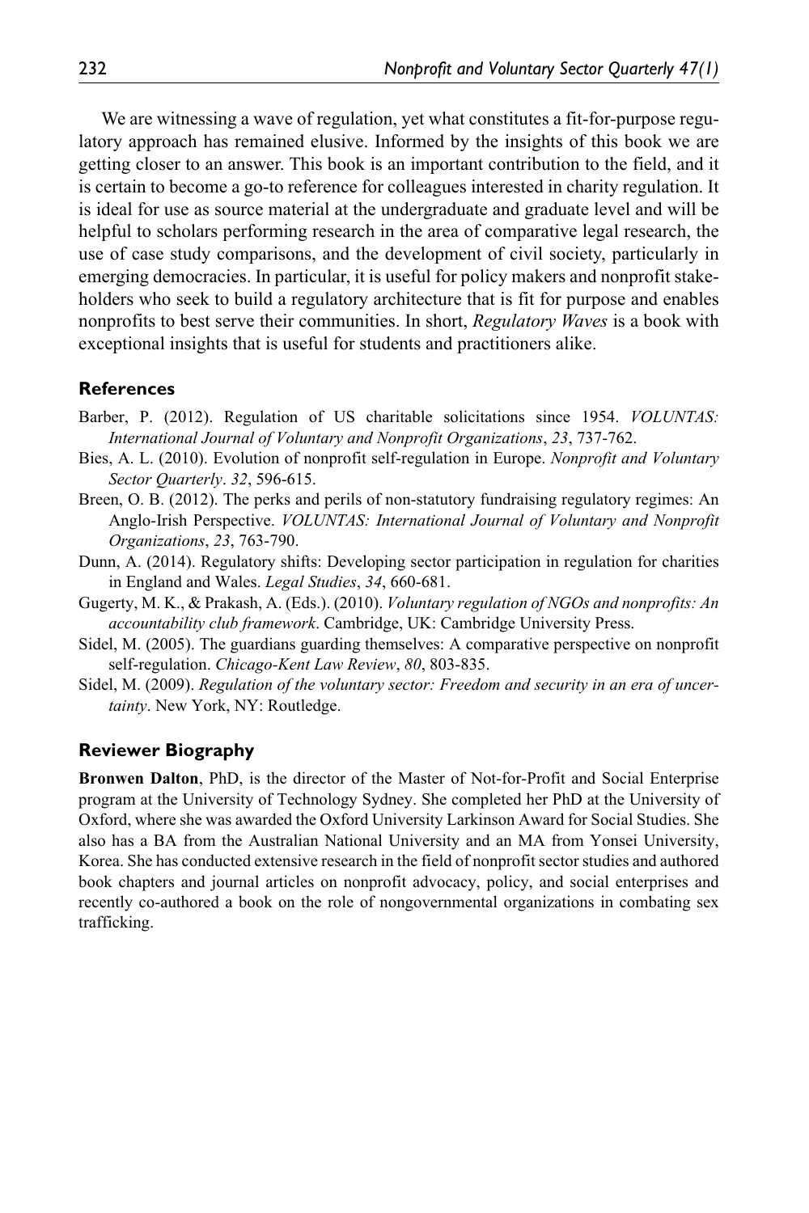We are witnessing a wave of regulation, yet what constitutes a fit-for-purpose regulatory approach has remained elusive. Informed by the insights of this book we are getting closer to an answer. This book is an important contribution to the field, and it is certain to become a go-to reference for colleagues interested in charity regulation. It is ideal for use as source material at the undergraduate and graduate level and will be helpful to scholars performing research in the area of comparative legal research, the use of case study comparisons, and the development of civil society, particularly in emerging democracies. In particular, it is useful for policy makers and nonprofit stakeholders who seek to build a regulatory architecture that is fit for purpose and enables nonprofits to best serve their communities. In short, *Regulatory Waves* is a book with exceptional insights that is useful for students and practitioners alike.

## References

Barber, P. (2012). Regulation of US charitable solicitations since 1954. *VOLUNTAS: International Journal of Voluntary and Nonprofit Organizations*, *23*, 737-762.

Bies, A. L. (2010). Evolution of nonprofit self-regulation in Europe. *Nonprofit and Voluntary Sector Quarterly*. *32*, 596-615.

Breen, O. B. (2012). The perks and perils of non-statutory fundraising regulatory regimes: An Anglo-Irish Perspective. *VOLUNTAS: International Journal of Voluntary and Nonprofit Organizations*, *23*, 763-790.

Dunn, A. (2014). Regulatory shifts: Developing sector participation in regulation for charities in England and Wales. *Legal Studies*, *34*, 660-681.

Gugerty, M. K., & Prakash, A. (Eds.). (2010). *Voluntary regulation of NGOs and nonprofits: An accountability club framework*. Cambridge, UK: Cambridge University Press.

Sidel, M. (2005). The guardians guarding themselves: A comparative perspective on nonprofit self-regulation. *Chicago-Kent Law Review*, *80*, 803-835.

Sidel, M. (2009). *Regulation of the voluntary sector: Freedom and security in an era of uncertainty*. New York, NY: Routledge.

## Reviewer Biography

**Bronwen Dalton**, PhD, is the director of the Master of Not-for-Profit and Social Enterprise program at the University of Technology Sydney. She completed her PhD at the University of Oxford, where she was awarded the Oxford University Larkinson Award for Social Studies. She also has a BA from the Australian National University and an MA from Yonsei University, Korea. She has conducted extensive research in the field of nonprofit sector studies and authored book chapters and journal articles on nonprofit advocacy, policy, and social enterprises and recently co-authored a book on the role of nongovernmental organizations in combating sex trafficking.